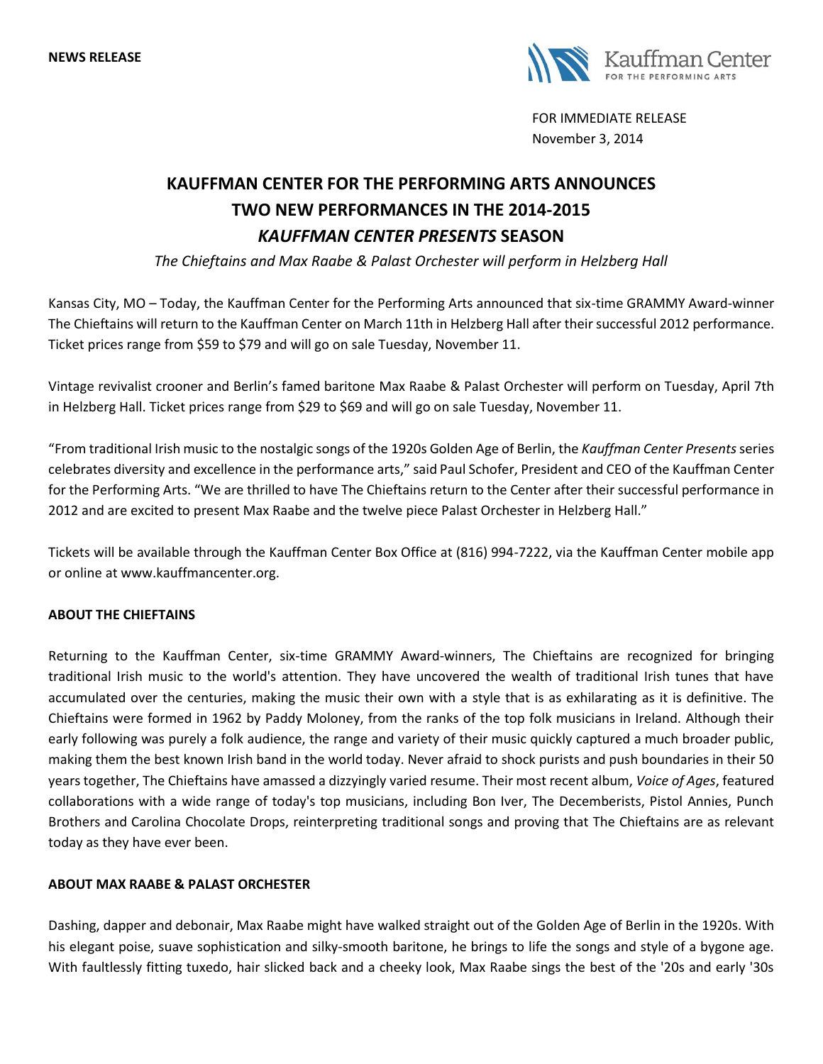**NEWS RELEASE**

Kauffman Center FOR THE PERFORMING ARTS

FOR IMMEDIATE RELEASE
November 3, 2014

# KAUFFMAN CENTER FOR THE PERFORMING ARTS ANNOUNCES TWO NEW PERFORMANCES IN THE 2014-2015 *KAUFFMAN CENTER PRESENTS* SEASON

*The Chieftains and Max Raabe & Palast Orchester will perform in Helzberg Hall*

Kansas City, MO – Today, the Kauffman Center for the Performing Arts announced that six-time GRAMMY Award-winner The Chieftains will return to the Kauffman Center on March 11th in Helzberg Hall after their successful 2012 performance. Ticket prices range from $59 to $79 and will go on sale Tuesday, November 11.

Vintage revivalist crooner and Berlin's famed baritone Max Raabe & Palast Orchester will perform on Tuesday, April 7th in Helzberg Hall. Ticket prices range from $29 to $69 and will go on sale Tuesday, November 11.

"From traditional Irish music to the nostalgic songs of the 1920s Golden Age of Berlin, the *Kauffman Center Presents* series celebrates diversity and excellence in the performance arts," said Paul Schofer, President and CEO of the Kauffman Center for the Performing Arts. "We are thrilled to have The Chieftains return to the Center after their successful performance in 2012 and are excited to present Max Raabe and the twelve piece Palast Orchester in Helzberg Hall."

Tickets will be available through the Kauffman Center Box Office at (816) 994-7222, via the Kauffman Center mobile app or online at www.kauffmancenter.org.

**ABOUT THE CHIEFTAINS**

Returning to the Kauffman Center, six-time GRAMMY Award-winners, The Chieftains are recognized for bringing traditional Irish music to the world's attention. They have uncovered the wealth of traditional Irish tunes that have accumulated over the centuries, making the music their own with a style that is as exhilarating as it is definitive. The Chieftains were formed in 1962 by Paddy Moloney, from the ranks of the top folk musicians in Ireland. Although their early following was purely a folk audience, the range and variety of their music quickly captured a much broader public, making them the best known Irish band in the world today. Never afraid to shock purists and push boundaries in their 50 years together, The Chieftains have amassed a dizzyingly varied resume. Their most recent album, *Voice of Ages*, featured collaborations with a wide range of today's top musicians, including Bon Iver, The Decemberists, Pistol Annies, Punch Brothers and Carolina Chocolate Drops, reinterpreting traditional songs and proving that The Chieftains are as relevant today as they have ever been.

**ABOUT MAX RAABE & PALAST ORCHESTER**

Dashing, dapper and debonair, Max Raabe might have walked straight out of the Golden Age of Berlin in the 1920s. With his elegant poise, suave sophistication and silky-smooth baritone, he brings to life the songs and style of a bygone age. With faultlessly fitting tuxedo, hair slicked back and a cheeky look, Max Raabe sings the best of the '20s and early '30s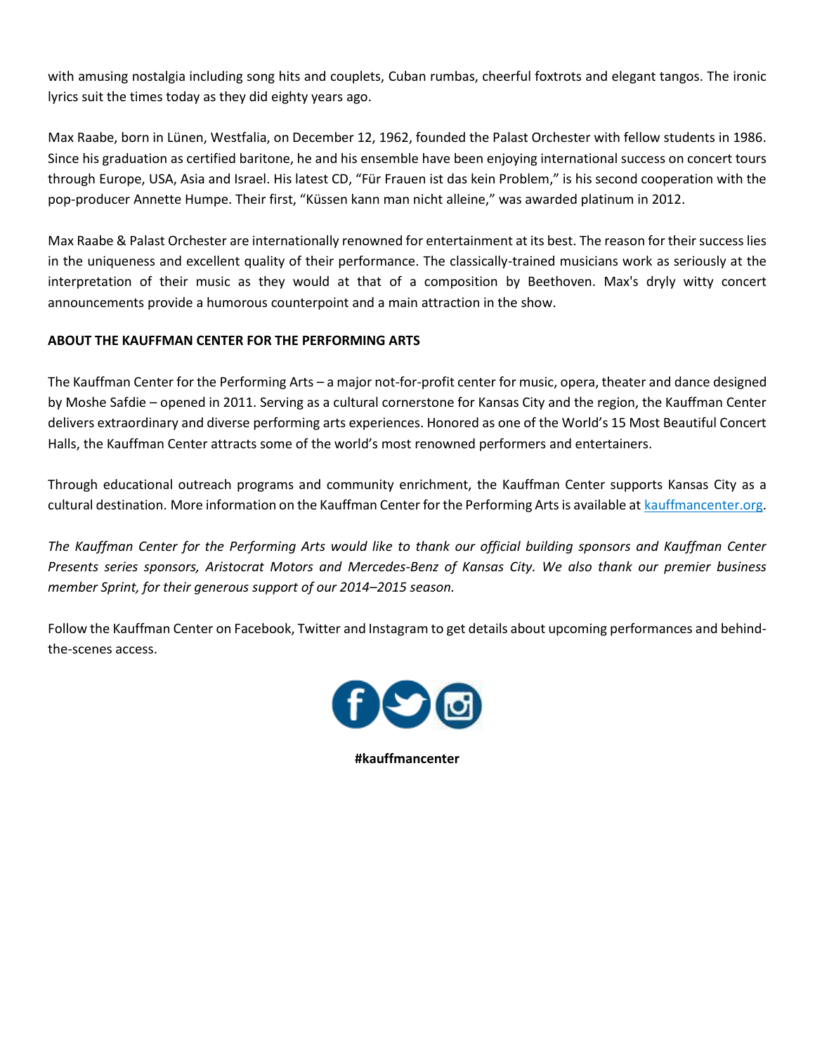with amusing nostalgia including song hits and couplets, Cuban rumbas, cheerful foxtrots and elegant tangos. The ironic lyrics suit the times today as they did eighty years ago.

Max Raabe, born in Lünen, Westfalia, on December 12, 1962, founded the Palast Orchester with fellow students in 1986. Since his graduation as certified baritone, he and his ensemble have been enjoying international success on concert tours through Europe, USA, Asia and Israel. His latest CD, "Für Frauen ist das kein Problem," is his second cooperation with the pop-producer Annette Humpe. Their first, "Küssen kann man nicht alleine," was awarded platinum in 2012.

Max Raabe & Palast Orchester are internationally renowned for entertainment at its best. The reason for their success lies in the uniqueness and excellent quality of their performance. The classically-trained musicians work as seriously at the interpretation of their music as they would at that of a composition by Beethoven. Max's dryly witty concert announcements provide a humorous counterpoint and a main attraction in the show.

**ABOUT THE KAUFFMAN CENTER FOR THE PERFORMING ARTS**

The Kauffman Center for the Performing Arts – a major not-for-profit center for music, opera, theater and dance designed by Moshe Safdie – opened in 2011. Serving as a cultural cornerstone for Kansas City and the region, the Kauffman Center delivers extraordinary and diverse performing arts experiences. Honored as one of the World's 15 Most Beautiful Concert Halls, the Kauffman Center attracts some of the world's most renowned performers and entertainers.

Through educational outreach programs and community enrichment, the Kauffman Center supports Kansas City as a cultural destination. More information on the Kauffman Center for the Performing Arts is available at kauffmancenter.org.

*The Kauffman Center for the Performing Arts would like to thank our official building sponsors and Kauffman Center Presents series sponsors, Aristocrat Motors and Mercedes-Benz of Kansas City. We also thank our premier business member Sprint, for their generous support of our 2014–2015 season.*

Follow the Kauffman Center on Facebook, Twitter and Instagram to get details about upcoming performances and behind-the-scenes access.

**#kauffmancenter**